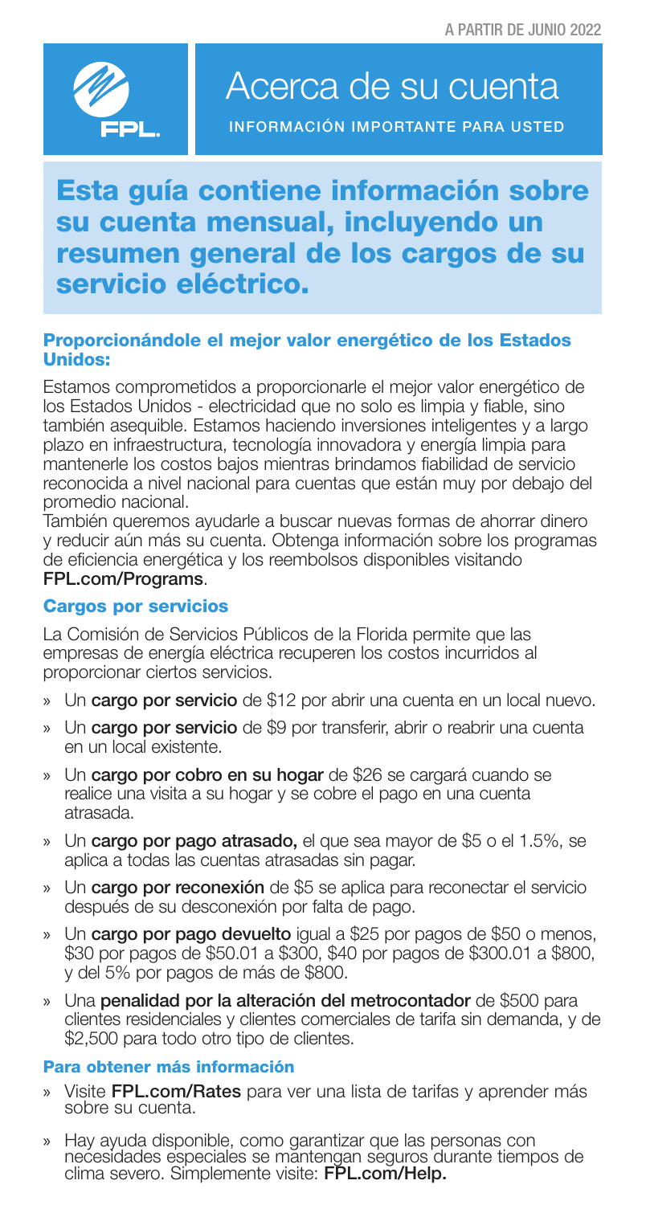A PARTIR DE JUNIO 2022

# Acerca de su cuenta

INFORMACIÓN IMPORTANTE PARA USTED

## Esta guía contiene información sobre su cuenta mensual, incluyendo un resumen general de los cargos de su servicio eléctrico.

### Proporcionándole el mejor valor energético de los Estados Unidos:

Estamos comprometidos a proporcionarle el mejor valor energético de los Estados Unidos - electricidad que no solo es limpia y fiable, sino también asequible. Estamos haciendo inversiones inteligentes y a largo plazo en infraestructura, tecnología innovadora y energía limpia para mantenerle los costos bajos mientras brindamos fiabilidad de servicio reconocida a nivel nacional para cuentas que están muy por debajo del promedio nacional.

También queremos ayudarle a buscar nuevas formas de ahorrar dinero y reducir aún más su cuenta. Obtenga información sobre los programas de eficiencia energética y los reembolsos disponibles visitando **FPL.com/Programs**.

### Cargos por servicios

La Comisión de Servicios Públicos de la Florida permite que las empresas de energía eléctrica recuperen los costos incurridos al proporcionar ciertos servicios.

- Un **cargo por servicio** de $12 por abrir una cuenta en un local nuevo.
- Un **cargo por servicio** de $9 por transferir, abrir o reabrir una cuenta en un local existente.
- Un **cargo por cobro en su hogar** de $26 se cargará cuando se realice una visita a su hogar y se cobre el pago en una cuenta atrasada.
- Un **cargo por pago atrasado,** el que sea mayor de $5 o el 1.5%, se aplica a todas las cuentas atrasadas sin pagar.
- Un **cargo por reconexión** de $5 se aplica para reconectar el servicio después de su desconexión por falta de pago.
- Un **cargo por pago devuelto** igual a $25 por pagos de $50 o menos, $30 por pagos de $50.01 a $300, $40 por pagos de $300.01 a $800, y del 5% por pagos de más de $800.
- Una **penalidad por la alteración del metrocontador** de $500 para clientes residenciales y clientes comerciales de tarifa sin demanda, y de $2,500 para todo otro tipo de clientes.

### Para obtener más información

- Visite **FPL.com/Rates** para ver una lista de tarifas y aprender más sobre su cuenta.
- Hay ayuda disponible, como garantizar que las personas con necesidades especiales se mantengan seguros durante tiempos de clima severo. Simplemente visite: **FPL.com/Help.**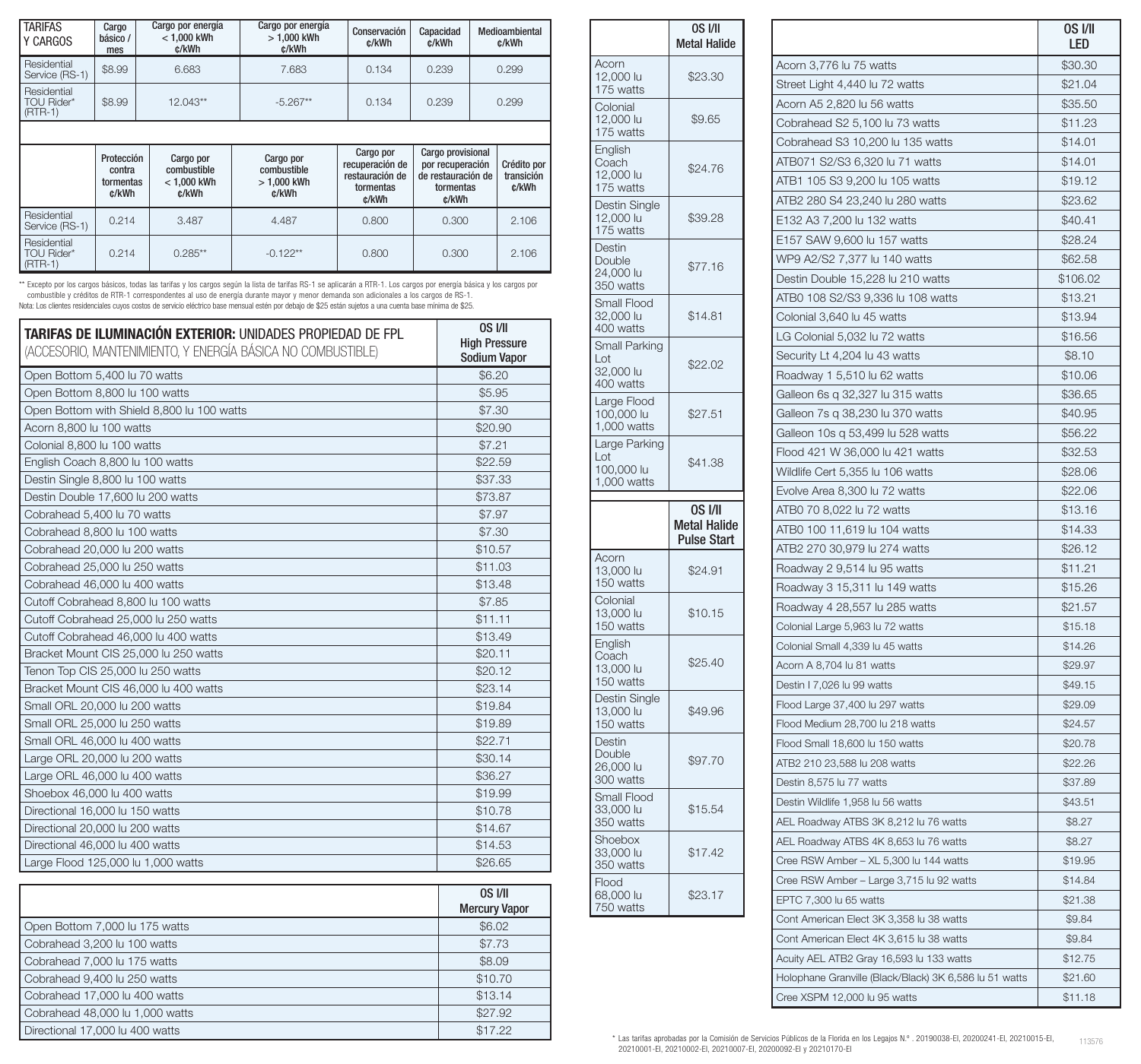| TARIFAS Y CARGOS | Cargo básico / mes | Cargo por energía < 1,000 kWh ¢/kWh | Cargo por energía > 1,000 kWh ¢/kWh | Conservación ¢/kWh | Capacidad ¢/kWh | Medioambiental ¢/kWh |
|---|---|---|---|---|---|---|
| Residential Service (RS-1) | $8.99 | 6.683 | 7.683 | 0.134 | 0.239 | 0.299 |
| Residential TOU Rider* (RTR-1) | $8.99 | 12.043** | -5.267** | 0.134 | 0.239 | 0.299 |

| | Protección contra tormentas ¢/kWh | Cargo por combustible < 1,000 kWh ¢/kWh | Cargo por combustible > 1,000 kWh ¢/kWh | Cargo por recuperación de restauración de tormentas ¢/kWh | Cargo provisional por recuperación de restauración de tormentas ¢/kWh | Crédito por transición ¢/kWh |
|---|---|---|---|---|---|---|
| Residential Service (RS-1) | 0.214 | 3.487 | 4.487 | 0.800 | 0.300 | 2.106 |
| Residential TOU Rider* (RTR-1) | 0.214 | 0.285** | -0.122** | 0.800 | 0.300 | 2.106 |

** Excepto por los cargos básicos, todas las tarifas y los cargos según la lista de tarifas RS-1 se aplicarán a RTR-1. Los cargos por energía básica y los cargos por combustible y créditos de RTR-1 correspondientes al uso de energía durante mayor y menor demanda son adicionales a los cargos de RS-1.
Nota: Los clientes residenciales cuyos costos de servicio eléctrico base mensual estén por debajo de $25 están sujetos a una cuenta base mínima de $25.

| **TARIFAS DE ILUMINACIÓN EXTERIOR:** UNIDADES PROPIEDAD DE FPL (ACCESORIO, MANTENIMIENTO, Y ENERGÍA BÁSICA NO COMBUSTIBLE) | OS I/II High Pressure Sodium Vapor |
|---|---|
| Open Bottom 5,400 lu 70 watts | $6.20 |
| Open Bottom 8,800 lu 100 watts | $5.95 |
| Open Bottom with Shield 8,800 lu 100 watts | $7.30 |
| Acorn 8,800 lu 100 watts | $20.90 |
| Colonial 8,800 lu 100 watts | $7.21 |
| English Coach 8,800 lu 100 watts | $22.59 |
| Destin Single 8,800 lu 100 watts | $37.33 |
| Destin Double 17,600 lu 200 watts | $73.87 |
| Cobrahead 5,400 lu 70 watts | $7.97 |
| Cobrahead 8,800 lu 100 watts | $7.30 |
| Cobrahead 20,000 lu 200 watts | $10.57 |
| Cobrahead 25,000 lu 250 watts | $11.03 |
| Cobrahead 46,000 lu 400 watts | $13.48 |
| Cutoff Cobrahead 8,800 lu 100 watts | $7.85 |
| Cutoff Cobrahead 25,000 lu 250 watts | $11.11 |
| Cutoff Cobrahead 46,000 lu 400 watts | $13.49 |
| Bracket Mount CIS 25,000 lu 250 watts | $20.11 |
| Tenon Top CIS 25,000 lu 250 watts | $20.12 |
| Bracket Mount CIS 46,000 lu 400 watts | $23.14 |
| Small ORL 20,000 lu 200 watts | $19.84 |
| Small ORL 25,000 lu 250 watts | $19.89 |
| Small ORL 46,000 lu 400 watts | $22.71 |
| Large ORL 20,000 lu 200 watts | $30.14 |
| Large ORL 46,000 lu 400 watts | $36.27 |
| Shoebox 46,000 lu 400 watts | $19.99 |
| Directional 16,000 lu 150 watts | $10.78 |
| Directional 20,000 lu 200 watts | $14.67 |
| Directional 46,000 lu 400 watts | $14.53 |
| Large Flood 125,000 lu 1,000 watts | $26.65 |

| | OS I/II Mercury Vapor |
|---|---|
| Open Bottom 7,000 lu 175 watts | $6.02 |
| Cobrahead 3,200 lu 100 watts | $7.73 |
| Cobrahead 7,000 lu 175 watts | $8.09 |
| Cobrahead 9,400 lu 250 watts | $10.70 |
| Cobrahead 17,000 lu 400 watts | $13.14 |
| Cobrahead 48,000 lu 1,000 watts | $27.92 |
| Directional 17,000 lu 400 watts | $17.22 |

| | OS I/II Metal Halide |
|---|---|
| Acorn 12,000 lu 175 watts | $23.30 |
| Colonial 12,000 lu 175 watts | $9.65 |
| English Coach 12,000 lu 175 watts | $24.76 |
| Destin Single 12,000 lu 175 watts | $39.28 |
| Destin Double 24,000 lu 350 watts | $77.16 |
| Small Flood 32,000 lu 400 watts | $14.81 |
| Small Parking Lot 32,000 lu 400 watts | $22.02 |
| Large Flood 100,000 lu 1,000 watts | $27.51 |
| Large Parking Lot 100,000 lu 1,000 watts | $41.38 |

| | OS I/II Metal Halide Pulse Start |
|---|---|
| Acorn 13,000 lu 150 watts | $24.91 |
| Colonial 13,000 lu 150 watts | $10.15 |
| English Coach 13,000 lu 150 watts | $25.40 |
| Destin Single 13,000 lu 150 watts | $49.96 |
| Destin Double 26,000 lu 300 watts | $97.70 |
| Small Flood 33,000 lu 350 watts | $15.54 |
| Shoebox 33,000 lu 350 watts | $17.42 |
| Flood 68,000 lu 750 watts | $23.17 |

| | OS I/II LED |
|---|---|
| Acorn 3,776 lu 75 watts | $30.30 |
| Street Light 4,440 lu 72 watts | $21.04 |
| Acorn A5 2,820 lu 56 watts | $35.50 |
| Cobrahead S2 5,100 lu 73 watts | $11.23 |
| Cobrahead S3 10,200 lu 135 watts | $14.01 |
| ATB071 S2/S3 6,320 lu 71 watts | $14.01 |
| ATB1 105 S3 9,200 lu 105 watts | $19.12 |
| ATB2 280 S4 23,240 lu 280 watts | $23.62 |
| E132 A3 7,200 lu 132 watts | $40.41 |
| E157 SAW 9,600 lu 157 watts | $28.24 |
| WP9 A2/S2 7,377 lu 140 watts | $62.58 |
| Destin Double 15,228 lu 210 watts | $106.02 |
| ATB0 108 S2/S3 9,336 lu 108 watts | $13.21 |
| Colonial 3,640 lu 45 watts | $13.94 |
| LG Colonial 5,032 lu 72 watts | $16.56 |
| Security Lt 4,204 lu 43 watts | $8.10 |
| Roadway 1 5,510 lu 62 watts | $10.06 |
| Galleon 6s q 32,327 lu 315 watts | $36.65 |
| Galleon 7s q 38,230 lu 370 watts | $40.95 |
| Galleon 10s q 53,499 lu 528 watts | $56.22 |
| Flood 421 W 36,000 lu 421 watts | $32.53 |
| Wildlife Cert 5,355 lu 106 watts | $28.06 |
| Evolve Area 8,300 lu 72 watts | $22.06 |
| ATB0 70 8,022 lu 72 watts | $13.16 |
| ATB0 100 11,619 lu 104 watts | $14.33 |
| ATB2 270 30,979 lu 274 watts | $26.12 |
| Roadway 2 9,514 lu 95 watts | $11.21 |
| Roadway 3 15,311 lu 149 watts | $15.26 |
| Roadway 4 28,557 lu 285 watts | $21.57 |
| Colonial Large 5,963 lu 72 watts | $15.18 |
| Colonial Small 4,339 lu 45 watts | $14.26 |
| Acorn A 8,704 lu 81 watts | $29.97 |
| Destin I 7,026 lu 99 watts | $49.15 |
| Flood Large 37,400 lu 297 watts | $29.09 |
| Flood Medium 28,700 lu 218 watts | $24.57 |
| Flood Small 18,600 lu 150 watts | $20.78 |
| ATB2 210 23,588 lu 208 watts | $22.26 |
| Destin 8,575 lu 77 watts | $37.89 |
| Destin Wildlife 1,958 lu 56 watts | $43.51 |
| AEL Roadway ATBS 3K 8,212 lu 76 watts | $8.27 |
| AEL Roadway ATBS 4K 8,653 lu 76 watts | $8.27 |
| Cree RSW Amber – XL 5,300 lu 144 watts | $19.95 |
| Cree RSW Amber – Large 3,715 lu 92 watts | $14.84 |
| EPTC 7,300 lu 65 watts | $21.38 |
| Cont American Elect 3K 3,358 lu 38 watts | $9.84 |
| Cont American Elect 4K 3,615 lu 38 watts | $9.84 |
| Acuity AEL ATB2 Gray 16,593 lu 133 watts | $12.75 |
| Holophane Granville (Black/Black) 3K 6,586 lu 51 watts | $21.60 |
| Cree XSPM 12,000 lu 95 watts | $11.18 |

* Las tarifas aprobadas por la Comisión de Servicios Públicos de la Florida en los Legajos N.º . 20190038-EI, 20200241-EI, 20210015-EI, 20210001-EI, 20210002-EI, 20210007-EI, 20200092-EI y 20210170-EI

113576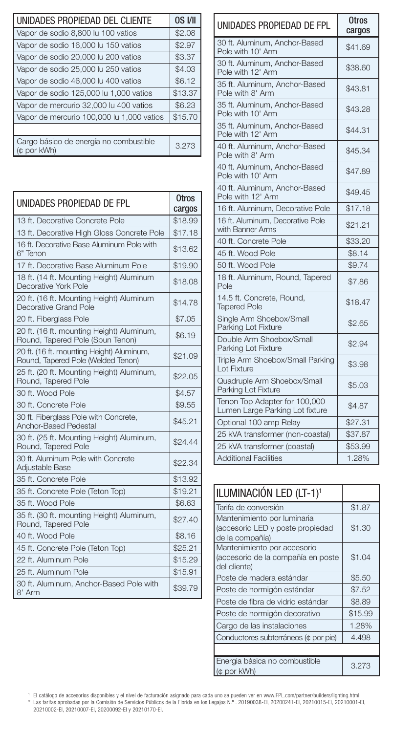| UNIDADES PROPIEDAD DEL CLIENTE | OS I/II |
|---|---|
| Vapor de sodio 8,800 lu 100 vatios | $2.08 |
| Vapor de sodio 16,000 lu 150 vatios | $2.97 |
| Vapor de sodio 20,000 lu 200 vatios | $3.37 |
| Vapor de sodio 25,000 lu 250 vatios | $4.03 |
| Vapor de sodio 46,000 lu 400 vatios | $6.12 |
| Vapor de sodio 125,000 lu 1,000 vatios | $13.37 |
| Vapor de mercurio 32,000 lu 400 vatios | $6.23 |
| Vapor de mercurio 100,000 lu 1,000 vatios | $15.70 |
| | |
| Cargo básico de energía no combustible (¢ por kWh) | 3.273 |

| UNIDADES PROPIEDAD DE FPL | Otros cargos |
|---|---|
| 13 ft. Decorative Concrete Pole | $18.99 |
| 13 ft. Decorative High Gloss Concrete Pole | $17.18 |
| 16 ft. Decorative Base Aluminum Pole with 6" Tenon | $13.62 |
| 17 ft. Decorative Base Aluminum Pole | $19.90 |
| 18 ft. (14 ft. Mounting Height) Aluminum Decorative York Pole | $18.08 |
| 20 ft. (16 ft. Mounting Height) Aluminum Decorative Grand Pole | $14.78 |
| 20 ft. Fiberglass Pole | $7.05 |
| 20 ft. (16 ft. mounting Height) Aluminum, Round, Tapered Pole (Spun Tenon) | $6.19 |
| 20 ft. (16 ft. mounting Height) Aluminum, Round, Tapered Pole (Welded Tenon) | $21.09 |
| 25 ft. (20 ft. Mounting Height) Aluminum, Round, Tapered Pole | $22.05 |
| 30 ft. Wood Pole | $4.57 |
| 30 ft. Concrete Pole | $9.55 |
| 30 ft. Fiberglass Pole with Concrete, Anchor-Based Pedestal | $45.21 |
| 30 ft. (25 ft. Mounting Height) Aluminum, Round, Tapered Pole | $24.44 |
| 30 ft. Aluminum Pole with Concrete Adjustable Base | $22.34 |
| 35 ft. Concrete Pole | $13.92 |
| 35 ft. Concrete Pole (Teton Top) | $19.21 |
| 35 ft. Wood Pole | $6.63 |
| 35 ft. (30 ft. mounting Height) Aluminum, Round, Tapered Pole | $27.40 |
| 40 ft. Wood Pole | $8.16 |
| 45 ft. Concrete Pole (Teton Top) | $25.21 |
| 22 ft. Aluminum Pole | $15.29 |
| 25 ft. Aluminum Pole | $15.91 |
| 30 ft. Aluminum, Anchor-Based Pole with 8' Arm | $39.79 |
| 30 ft. Aluminum, Anchor-Based Pole with 10' Arm | $41.69 |
| 30 ft. Aluminum, Anchor-Based Pole with 12' Arm | $38.60 |
| 35 ft. Aluminum, Anchor-Based Pole with 8' Arm | $43.81 |
| 35 ft. Aluminum, Anchor-Based Pole with 10' Arm | $43.28 |
| 35 ft. Aluminum, Anchor-Based Pole with 12' Arm | $44.31 |
| 40 ft. Aluminum, Anchor-Based Pole with 8' Arm | $45.34 |
| 40 ft. Aluminum, Anchor-Based Pole with 10' Arm | $47.89 |
| 40 ft. Aluminum, Anchor-Based Pole with 12' Arm | $49.45 |
| 16 ft. Aluminum, Decorative Pole | $17.18 |
| 16 ft. Aluminum, Decorative Pole with Banner Arms | $21.21 |
| 40 ft. Concrete Pole | $33.20 |
| 45 ft. Wood Pole | $8.14 |
| 50 ft. Wood Pole | $9.74 |
| 18 ft. Aluminum, Round, Tapered Pole | $7.86 |
| 14.5 ft. Concrete, Round, Tapered Pole | $18.47 |
| Single Arm Shoebox/Small Parking Lot Fixture | $2.65 |
| Double Arm Shoebox/Small Parking Lot Fixture | $2.94 |
| Triple Arm Shoebox/Small Parking Lot Fixture | $3.98 |
| Quadruple Arm Shoebox/Small Parking Lot Fixture | $5.03 |
| Tenon Top Adapter for 100,000 Lumen Large Parking Lot fixture | $4.87 |
| Optional 100 amp Relay | $27.31 |
| 25 kVA transformer (non-coastal) | $37.87 |
| 25 kVA transformer (coastal) | $53.99 |
| Additional Facilities | 1.28% |

| ILUMINACIÓN LED (LT-1)[1] | |
|---|---|
| Tarifa de conversión | $1.87 |
| Mantenimiento por luminaria (accesorio LED y poste propiedad de la compañía) | $1.30 |
| Mantenimiento por accesorio (accesorio de la compañía en poste del cliente) | $1.04 |
| Poste de madera estándar | $5.50 |
| Poste de hormigón estándar | $7.52 |
| Poste de fibra de vidrio estándar | $8.89 |
| Poste de hormigón decorativo | $15.99 |
| Cargo de las instalaciones | 1.28% |
| Conductores subterráneos (¢ por pie) | 4.498 |
| | |
| Energía básica no combustible (¢ por kWh) | 3.273 |

[1] El catálogo de accesorios disponibles y el nivel de facturación asignado para cada uno se pueden ver en www.FPL.com/partner/builders/lighting.html.

\* Las tarifas aprobadas por la Comisión de Servicios Públicos de la Florida en los Legajos N.º . 20190038-EI, 20200241-EI, 20210015-EI, 20210001-EI, 20210002-EI, 20210007-EI, 20200092-EI y 20210170-EI.